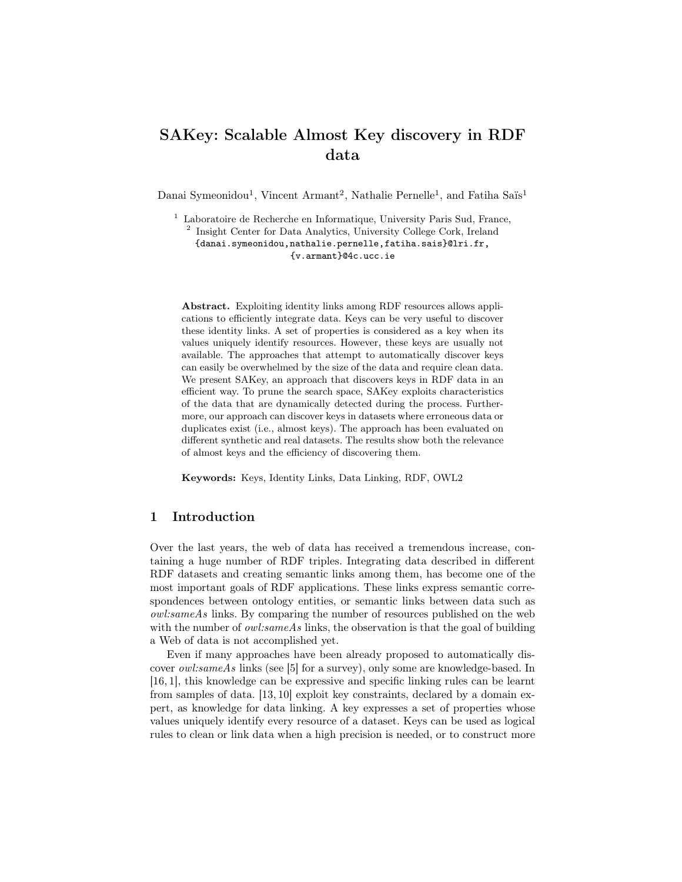# SAKey: Scalable Almost Key discovery in RDF data

Danai Symeonidou[1], Vincent Armant[2], Nathalie Pernelle[1], and Fatiha Saïs[1]

[1] Laboratoire de Recherche en Informatique, University Paris Sud, France,
[2] Insight Center for Data Analytics, University College Cork, Ireland
{danai.symeonidou,nathalie.pernelle,fatiha.sais}@lri.fr,
{v.armant}@4c.ucc.ie

**Abstract.** Exploiting identity links among RDF resources allows applications to efficiently integrate data. Keys can be very useful to discover these identity links. A set of properties is considered as a key when its values uniquely identify resources. However, these keys are usually not available. The approaches that attempt to automatically discover keys can easily be overwhelmed by the size of the data and require clean data. We present SAKey, an approach that discovers keys in RDF data in an efficient way. To prune the search space, SAKey exploits characteristics of the data that are dynamically detected during the process. Furthermore, our approach can discover keys in datasets where erroneous data or duplicates exist (i.e., almost keys). The approach has been evaluated on different synthetic and real datasets. The results show both the relevance of almost keys and the efficiency of discovering them.

**Keywords:** Keys, Identity Links, Data Linking, RDF, OWL2

## 1 Introduction

Over the last years, the web of data has received a tremendous increase, containing a huge number of RDF triples. Integrating data described in different RDF datasets and creating semantic links among them, has become one of the most important goals of RDF applications. These links express semantic correspondences between ontology entities, or semantic links between data such as *owl:sameAs* links. By comparing the number of resources published on the web with the number of *owl:sameAs* links, the observation is that the goal of building a Web of data is not accomplished yet.

Even if many approaches have been already proposed to automatically discover *owl:sameAs* links (see [5] for a survey), only some are knowledge-based. In [16, 1], this knowledge can be expressive and specific linking rules can be learnt from samples of data. [13, 10] exploit key constraints, declared by a domain expert, as knowledge for data linking. A key expresses a set of properties whose values uniquely identify every resource of a dataset. Keys can be used as logical rules to clean or link data when a high precision is needed, or to construct more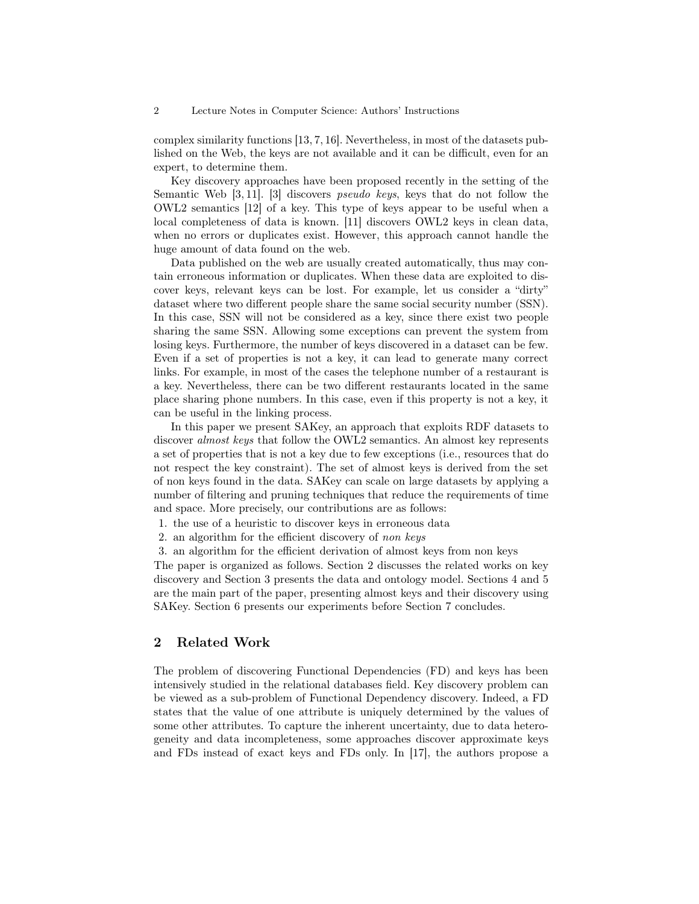complex similarity functions [13, 7, 16]. Nevertheless, in most of the datasets published on the Web, the keys are not available and it can be difficult, even for an expert, to determine them.

Key discovery approaches have been proposed recently in the setting of the Semantic Web [3, 11]. [3] discovers *pseudo keys*, keys that do not follow the OWL2 semantics [12] of a key. This type of keys appear to be useful when a local completeness of data is known. [11] discovers OWL2 keys in clean data, when no errors or duplicates exist. However, this approach cannot handle the huge amount of data found on the web.

Data published on the web are usually created automatically, thus may contain erroneous information or duplicates. When these data are exploited to discover keys, relevant keys can be lost. For example, let us consider a "dirty" dataset where two different people share the same social security number (SSN). In this case, SSN will not be considered as a key, since there exist two people sharing the same SSN. Allowing some exceptions can prevent the system from losing keys. Furthermore, the number of keys discovered in a dataset can be few. Even if a set of properties is not a key, it can lead to generate many correct links. For example, in most of the cases the telephone number of a restaurant is a key. Nevertheless, there can be two different restaurants located in the same place sharing phone numbers. In this case, even if this property is not a key, it can be useful in the linking process.

In this paper we present SAKey, an approach that exploits RDF datasets to discover *almost keys* that follow the OWL2 semantics. An almost key represents a set of properties that is not a key due to few exceptions (i.e., resources that do not respect the key constraint). The set of almost keys is derived from the set of non keys found in the data. SAKey can scale on large datasets by applying a number of filtering and pruning techniques that reduce the requirements of time and space. More precisely, our contributions are as follows:

1. the use of a heuristic to discover keys in erroneous data
2. an algorithm for the efficient discovery of *non keys*
3. an algorithm for the efficient derivation of almost keys from non keys

The paper is organized as follows. Section 2 discusses the related works on key discovery and Section 3 presents the data and ontology model. Sections 4 and 5 are the main part of the paper, presenting almost keys and their discovery using SAKey. Section 6 presents our experiments before Section 7 concludes.

## 2 Related Work

The problem of discovering Functional Dependencies (FD) and keys has been intensively studied in the relational databases field. Key discovery problem can be viewed as a sub-problem of Functional Dependency discovery. Indeed, a FD states that the value of one attribute is uniquely determined by the values of some other attributes. To capture the inherent uncertainty, due to data heterogeneity and data incompleteness, some approaches discover approximate keys and FDs instead of exact keys and FDs only. In [17], the authors propose a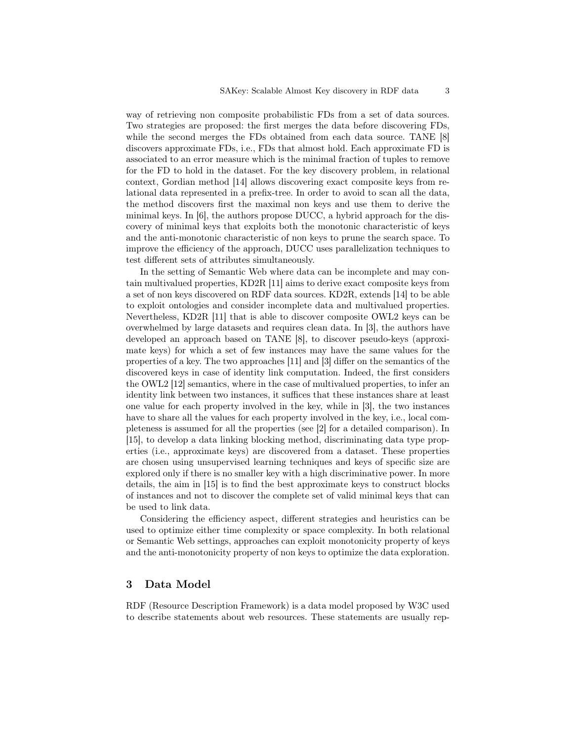way of retrieving non composite probabilistic FDs from a set of data sources. Two strategies are proposed: the first merges the data before discovering FDs, while the second merges the FDs obtained from each data source. TANE [8] discovers approximate FDs, i.e., FDs that almost hold. Each approximate FD is associated to an error measure which is the minimal fraction of tuples to remove for the FD to hold in the dataset. For the key discovery problem, in relational context, Gordian method [14] allows discovering exact composite keys from relational data represented in a prefix-tree. In order to avoid to scan all the data, the method discovers first the maximal non keys and use them to derive the minimal keys. In [6], the authors propose DUCC, a hybrid approach for the discovery of minimal keys that exploits both the monotonic characteristic of keys and the anti-monotonic characteristic of non keys to prune the search space. To improve the efficiency of the approach, DUCC uses parallelization techniques to test different sets of attributes simultaneously.

In the setting of Semantic Web where data can be incomplete and may contain multivalued properties, KD2R [11] aims to derive exact composite keys from a set of non keys discovered on RDF data sources. KD2R, extends [14] to be able to exploit ontologies and consider incomplete data and multivalued properties. Nevertheless, KD2R [11] that is able to discover composite OWL2 keys can be overwhelmed by large datasets and requires clean data. In [3], the authors have developed an approach based on TANE [8], to discover pseudo-keys (approximate keys) for which a set of few instances may have the same values for the properties of a key. The two approaches [11] and [3] differ on the semantics of the discovered keys in case of identity link computation. Indeed, the first considers the OWL2 [12] semantics, where in the case of multivalued properties, to infer an identity link between two instances, it suffices that these instances share at least one value for each property involved in the key, while in [3], the two instances have to share all the values for each property involved in the key, i.e., local completeness is assumed for all the properties (see [2] for a detailed comparison). In [15], to develop a data linking blocking method, discriminating data type properties (i.e., approximate keys) are discovered from a dataset. These properties are chosen using unsupervised learning techniques and keys of specific size are explored only if there is no smaller key with a high discriminative power. In more details, the aim in [15] is to find the best approximate keys to construct blocks of instances and not to discover the complete set of valid minimal keys that can be used to link data.

Considering the efficiency aspect, different strategies and heuristics can be used to optimize either time complexity or space complexity. In both relational or Semantic Web settings, approaches can exploit monotonicity property of keys and the anti-monotonicity property of non keys to optimize the data exploration.

## 3 Data Model

RDF (Resource Description Framework) is a data model proposed by W3C used to describe statements about web resources. These statements are usually rep-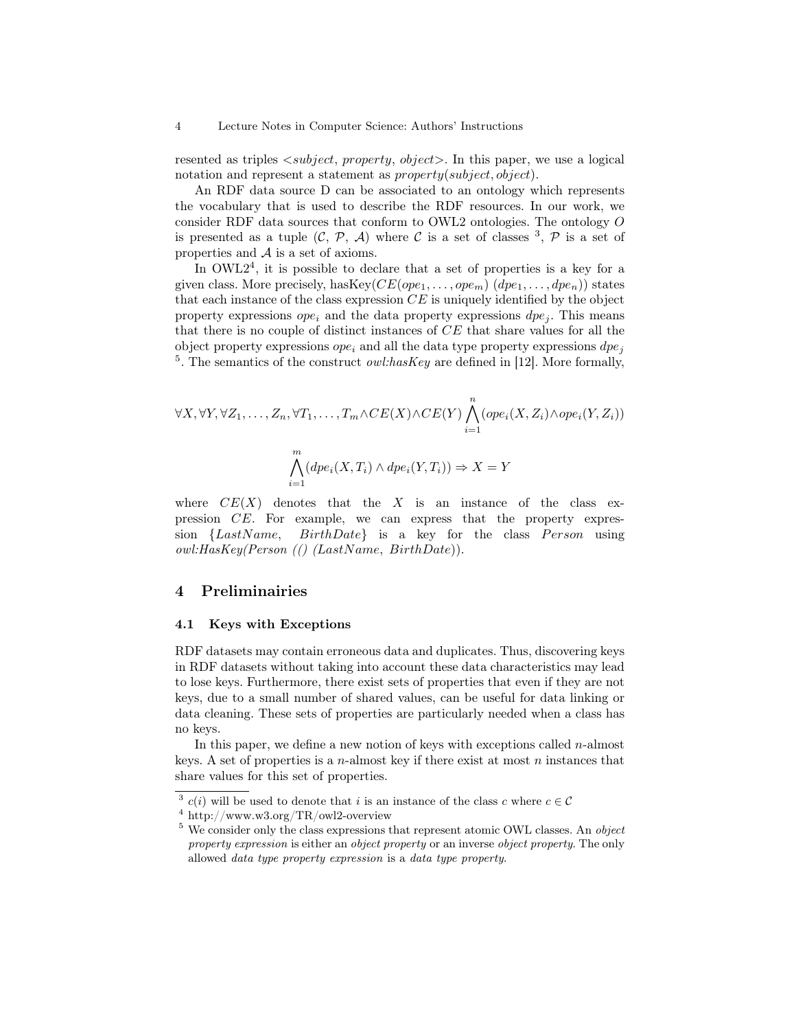resented as triples <*subject*, *property*, *object*>. In this paper, we use a logical notation and represent a statement as *property*(*subject*, *object*).

An RDF data source D can be associated to an ontology which represents the vocabulary that is used to describe the RDF resources. In our work, we consider RDF data sources that conform to OWL2 ontologies. The ontology $O$ is presented as a tuple ($\mathcal{C}$, $\mathcal{P}$, $\mathcal{A}$) where $\mathcal{C}$ is a set of classes [3], $\mathcal{P}$ is a set of properties and $\mathcal{A}$ is a set of axioms.

In OWL2[4], it is possible to declare that a set of properties is a key for a given class. More precisely, hasKey($CE(ope_1, \ldots, ope_m)$ $(dpe_1, \ldots, dpe_n)$) states that each instance of the class expression $CE$ is uniquely identified by the object property expressions $ope_i$ and the data property expressions $dpe_j$. This means that there is no couple of distinct instances of $CE$ that share values for all the object property expressions $ope_i$ and all the data type property expressions $dpe_j$ [5]. The semantics of the construct *owl:hasKey* are defined in [12]. More formally,

$$\forall X, \forall Y, \forall Z_1, \ldots, Z_n, \forall T_1, \ldots, T_m \wedge CE(X) \wedge CE(Y) \bigwedge_{i=1}^{n} (ope_i(X, Z_i) \wedge ope_i(Y, Z_i))$$

$$\bigwedge_{i=1}^{m} (dpe_i(X, T_i) \wedge dpe_i(Y, T_i)) \Rightarrow X = Y$$

where $CE(X)$ denotes that the $X$ is an instance of the class expression $CE$. For example, we can express that the property expression $\{LastName, \ BirthDate\}$ is a key for the class $Person$ using *owl:HasKey(Person (() (LastName, BirthDate))*.

## 4 Preliminairies

### 4.1 Keys with Exceptions

RDF datasets may contain erroneous data and duplicates. Thus, discovering keys in RDF datasets without taking into account these data characteristics may lead to lose keys. Furthermore, there exist sets of properties that even if they are not keys, due to a small number of shared values, can be useful for data linking or data cleaning. These sets of properties are particularly needed when a class has no keys.

In this paper, we define a new notion of keys with exceptions called $n$-almost keys. A set of properties is a $n$-almost key if there exist at most $n$ instances that share values for this set of properties.

---

[3] $c(i)$ will be used to denote that $i$ is an instance of the class $c$ where $c \in \mathcal{C}$

[4] http://www.w3.org/TR/owl2-overview

[5] We consider only the class expressions that represent atomic OWL classes. An *object property expression* is either an *object property* or an inverse *object property*. The only allowed *data type property expression* is a *data type property*.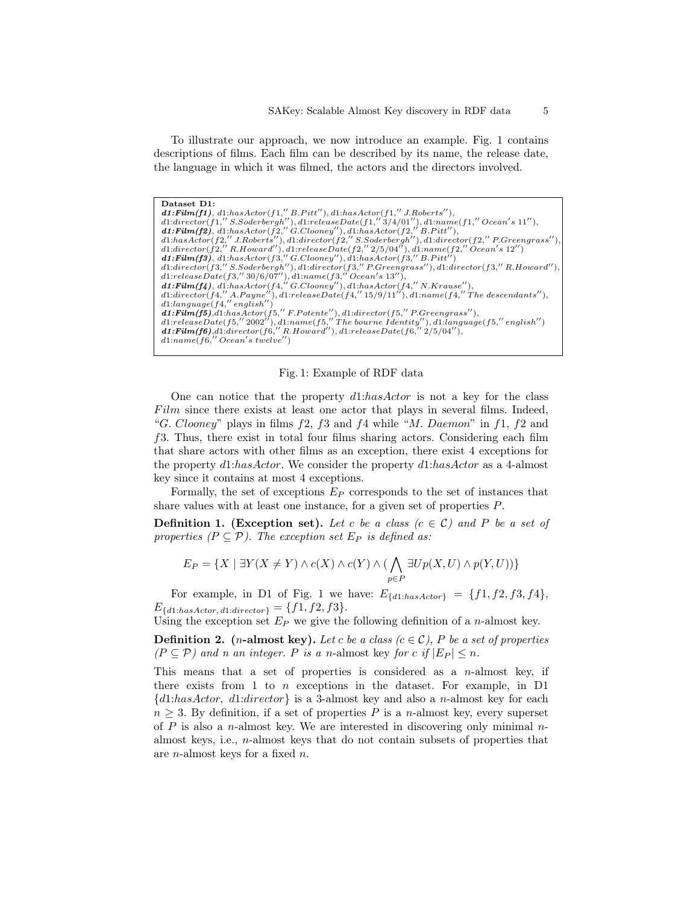To illustrate our approach, we now introduce an example. Fig. 1 contains descriptions of films. Each film can be described by its name, the release date, the language in which it was filmed, the actors and the directors involved.

**Dataset D1:**
***d1:Film(f1)***, *d1:hasActor(f1,"B.Pitt")*, *d1:hasActor(f1,"J.Roberts")*,
*d1:director(f1,"S.Soderbergh")*, *d1:releaseDate(f1,"3/4/01")*, *d1:name(f1,"Ocean's 11")*,
***d1:Film(f2)***, *d1:hasActor(f2,"G.Clooney")*, *d1:hasActor(f2,"B.Pitt")*,
*d1:hasActor(f2,"J.Roberts")*, *d1:director(f2,"S.Soderbergh")*, *d1:director(f2,"P.Greengrass")*,
*d1:director(f2,"R.Howard")*, *d1:releaseDate(f2,"2/5/04")*, *d1:name(f2,"Ocean's 12")*
***d1:Film(f3)***, *d1:hasActor(f3,"G.Clooney")*, *d1:hasActor(f3,"B.Pitt")*
*d1:director(f3,"S.Soderbergh")*, *d1:director(f3,"P.Greengrass")*, *d1:director(f3,"R.Howard")*,
*d1:releaseDate(f3,"30/6/07")*, *d1:name(f3,"Ocean's 13")*,
***d1:Film(f4)***, *d1:hasActor(f4,"G.Clooney")*, *d1:hasActor(f4,"N.Krause")*,
*d1:director(f4,"A.Payne")*, *d1:releaseDate(f4,"15/9/11")*, *d1:name(f4,"The descendants")*,
*d1:language(f4,"english")*
***d1:Film(f5)***, *d1:hasActor(f5,"F.Potente")*, *d1:director(f5,"P.Greengrass")*,
*d1:releaseDate(f5,"2002")*, *d1:name(f5,"The bourne Identity")*, *d1:language(f5,"english")*
***d1:Film(f6)***, *d1:director(f6,"R.Howard")*, *d1:releaseDate(f6,"2/5/04")*,
*d1:name(f6,"Ocean's twelve")*

Fig. 1: Example of RDF data

One can notice that the property *d1:hasActor* is not a key for the class *Film* since there exists at least one actor that plays in several films. Indeed, "*G. Clooney*" plays in films $f2$, $f3$ and $f4$ while "*M. Daemon*" in $f1$, $f2$ and $f3$. Thus, there exist in total four films sharing actors. Considering each film that share actors with other films as an exception, there exist 4 exceptions for the property *d1:hasActor*. We consider the property *d1:hasActor* as a 4-almost key since it contains at most 4 exceptions.

Formally, the set of exceptions $E_P$ corresponds to the set of instances that share values with at least one instance, for a given set of properties $P$.

**Definition 1. (Exception set).** *Let $c$ be a class ($c \in \mathcal{C}$) and $P$ be a set of properties ($P \subseteq \mathcal{P}$). The exception set $E_P$ is defined as:*

$$E_P = \{X \mid \exists Y (X \neq Y) \wedge c(X) \wedge c(Y) \wedge (\bigwedge_{p \in P} \exists U p(X,U) \wedge p(Y,U))\}$$

For example, in D1 of Fig. 1 we have: $E_{\{d1:hasActor\}} = \{f1, f2, f3, f4\}$, $E_{\{d1:hasActor,\, d1:director\}} = \{f1, f2, f3\}$.
Using the exception set $E_P$ we give the following definition of a $n$-almost key.

**Definition 2. ($n$-almost key).** *Let $c$ be a class ($c \in \mathcal{C}$), $P$ be a set of properties ($P \subseteq \mathcal{P}$) and $n$ an integer. $P$ is a $n$-almost key for $c$ if $|E_P| \leq n$.*

This means that a set of properties is considered as a $n$-almost key, if there exists from 1 to $n$ exceptions in the dataset. For example, in D1 {*d1:hasActor*, *d1:director*} is a 3-almost key and also a $n$-almost key for each $n \geq 3$. By definition, if a set of properties $P$ is a $n$-almost key, every superset of $P$ is also a $n$-almost key. We are interested in discovering only minimal $n$-almost keys, i.e., $n$-almost keys that do not contain subsets of properties that are $n$-almost keys for a fixed $n$.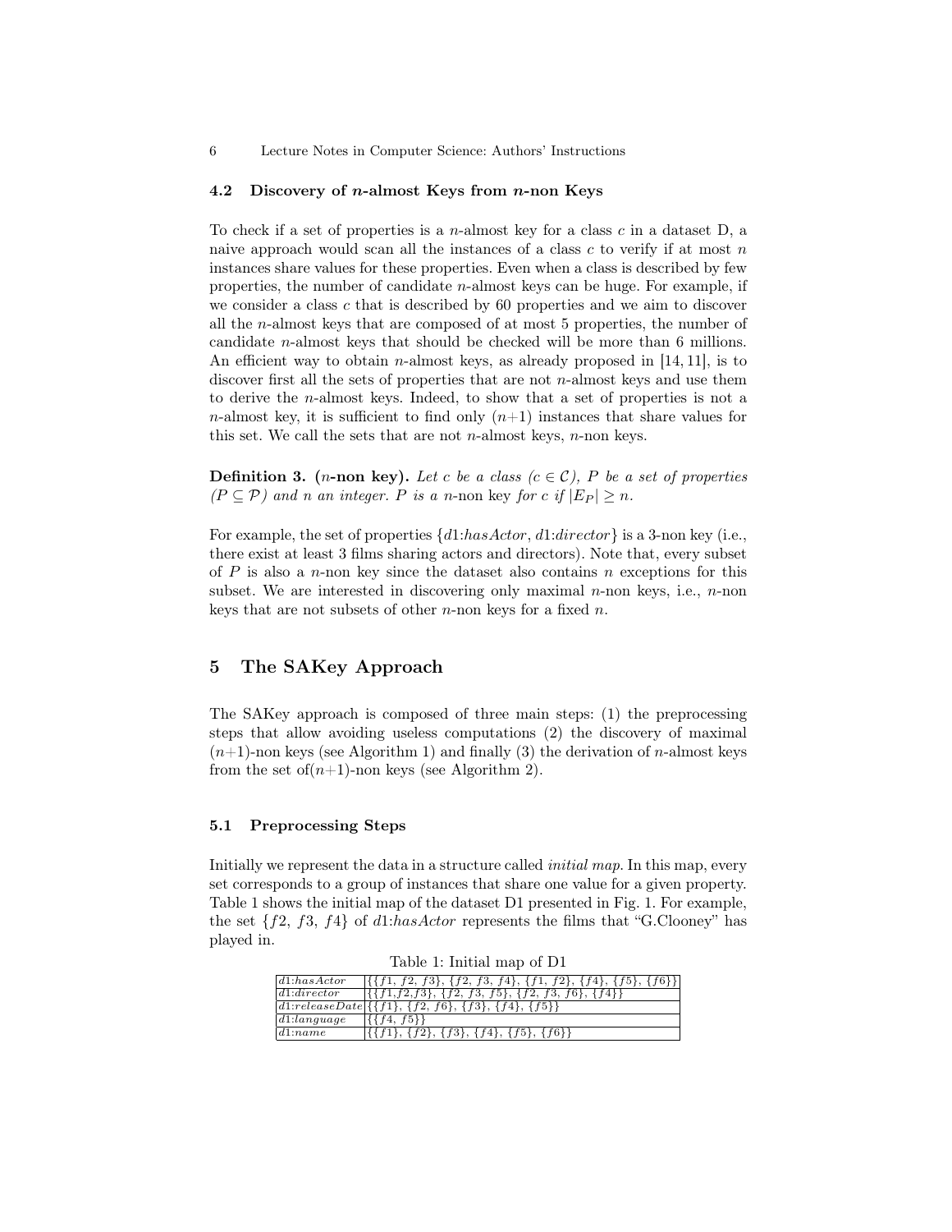### 4.2 Discovery of $n$-almost Keys from $n$-non Keys

To check if a set of properties is a $n$-almost key for a class $c$ in a dataset D, a naive approach would scan all the instances of a class $c$ to verify if at most $n$ instances share values for these properties. Even when a class is described by few properties, the number of candidate $n$-almost keys can be huge. For example, if we consider a class $c$ that is described by 60 properties and we aim to discover all the $n$-almost keys that are composed of at most 5 properties, the number of candidate $n$-almost keys that should be checked will be more than 6 millions. An efficient way to obtain $n$-almost keys, as already proposed in [14, 11], is to discover first all the sets of properties that are not $n$-almost keys and use them to derive the $n$-almost keys. Indeed, to show that a set of properties is not a $n$-almost key, it is sufficient to find only $(n+1)$ instances that share values for this set. We call the sets that are not $n$-almost keys, $n$-non keys.

**Definition 3. ($n$-non key).** *Let $c$ be a class ($c \in \mathcal{C}$), $P$ be a set of properties ($P \subseteq \mathcal{P}$) and $n$ an integer. $P$ is a $n$-non key for $c$ if $|E_P| \geq n$.*

For example, the set of properties {d1:*hasActor*, d1:*director*} is a 3-non key (i.e., there exist at least 3 films sharing actors and directors). Note that, every subset of $P$ is also a $n$-non key since the dataset also contains $n$ exceptions for this subset. We are interested in discovering only maximal $n$-non keys, i.e., $n$-non keys that are not subsets of other $n$-non keys for a fixed $n$.

## 5 The SAKey Approach

The SAKey approach is composed of three main steps: (1) the preprocessing steps that allow avoiding useless computations (2) the discovery of maximal $(n+1)$-non keys (see Algorithm 1) and finally (3) the derivation of $n$-almost keys from the set of$(n+1)$-non keys (see Algorithm 2).

### 5.1 Preprocessing Steps

Initially we represent the data in a structure called *initial map*. In this map, every set corresponds to a group of instances that share one value for a given property. Table 1 shows the initial map of the dataset D1 presented in Fig. 1. For example, the set {$f2$, $f3$, $f4$} of d1:*hasActor* represents the films that "G.Clooney" has played in.

Table 1: Initial map of D1

| | |
|---|---|
| d1:*hasActor* | {{$f1$, $f2$, $f3$}, {$f2$, $f3$, $f4$}, {$f1$, $f2$}, {$f4$}, {$f5$}, {$f6$}} |
| d1:*director* | {{$f1$,$f2$,$f3$}, {$f2$, $f3$, $f5$}, {$f2$, $f3$, $f6$}, {$f4$}} |
| d1:*releaseDate* | {{$f1$}, {$f2$, $f6$}, {$f3$}, {$f4$}, {$f5$}} |
| d1:*language* | {{$f4$, $f5$}} |
| d1:*name* | {{$f1$}, {$f2$}, {$f3$}, {$f4$}, {$f5$}, {$f6$}} |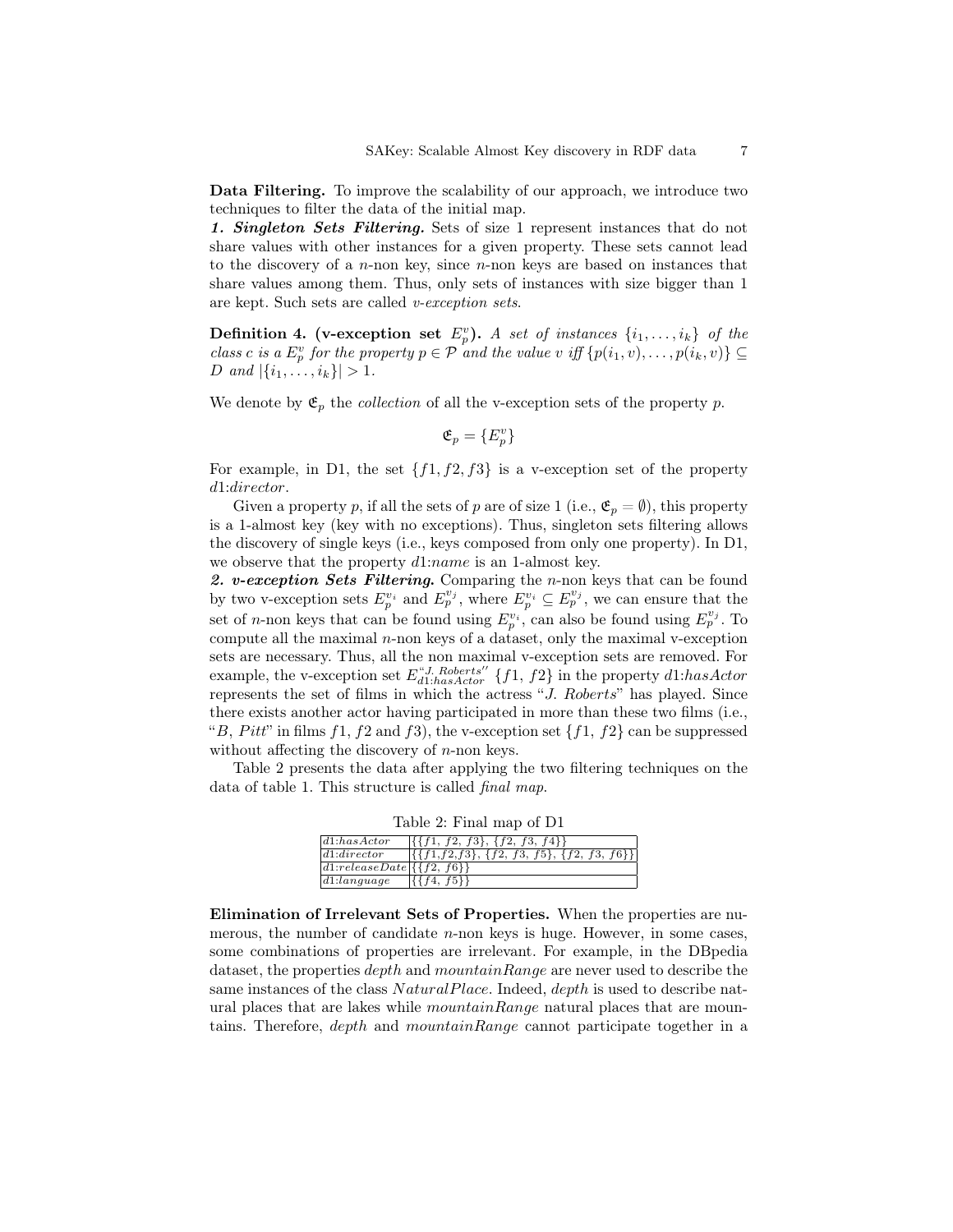**Data Filtering.** To improve the scalability of our approach, we introduce two techniques to filter the data of the initial map.

***1. Singleton Sets Filtering.*** Sets of size 1 represent instances that do not share values with other instances for a given property. These sets cannot lead to the discovery of a $n$-non key, since $n$-non keys are based on instances that share values among them. Thus, only sets of instances with size bigger than 1 are kept. Such sets are called *v-exception sets*.

**Definition 4. (v-exception set $E_p^v$).** *A set of instances $\{i_1, \ldots, i_k\}$ of the class $c$ is a $E_p^v$ for the property $p \in \mathcal{P}$ and the value $v$ iff $\{p(i_1, v), \ldots, p(i_k, v)\} \subseteq D$ and $|\{i_1, \ldots, i_k\}| > 1$.*

We denote by $\mathfrak{E}_p$ the *collection* of all the v-exception sets of the property $p$.

$$\mathfrak{E}_p = \{E_p^v\}$$

For example, in D1, the set $\{f1, f2, f3\}$ is a v-exception set of the property $d1{:}director$.

Given a property $p$, if all the sets of $p$ are of size 1 (i.e., $\mathfrak{E}_p = \emptyset$), this property is a 1-almost key (key with no exceptions). Thus, singleton sets filtering allows the discovery of single keys (i.e., keys composed from only one property). In D1, we observe that the property $d1{:}name$ is an 1-almost key.

***2. v-exception Sets Filtering.*** Comparing the $n$-non keys that can be found by two v-exception sets $E_p^{v_i}$ and $E_p^{v_j}$, where $E_p^{v_i} \subseteq E_p^{v_j}$, we can ensure that the set of $n$-non keys that can be found using $E_p^{v_i}$, can also be found using $E_p^{v_j}$. To compute all the maximal $n$-non keys of a dataset, only the maximal v-exception sets are necessary. Thus, all the non maximal v-exception sets are removed. For example, the v-exception set $E_{d1:hasActor}^{\text{``}J.\ Roberts\text{''}}$ $\{f1, f2\}$ in the property $d1{:}hasActor$ represents the set of films in which the actress "*J. Roberts*" has played. Since there exists another actor having participated in more than these two films (i.e., "*B, Pitt*" in films $f1$, $f2$ and $f3$), the v-exception set $\{f1, f2\}$ can be suppressed without affecting the discovery of $n$-non keys.

Table 2 presents the data after applying the two filtering techniques on the data of table 1. This structure is called *final map*.

Table 2: Final map of D1

| | |
|---|---|
| *d1:hasActor* | {{$f1$, $f2$, $f3$}, {$f2$, $f3$, $f4$}} |
| *d1:director* | {{$f1$,$f2$,$f3$}, {$f2$, $f3$, $f5$}, {$f2$, $f3$, $f6$}} |
| *d1:releaseDate* | {{$f2$, $f6$}} |
| *d1:language* | {{$f4$, $f5$}} |

**Elimination of Irrelevant Sets of Properties.** When the properties are numerous, the number of candidate $n$-non keys is huge. However, in some cases, some combinations of properties are irrelevant. For example, in the DBpedia dataset, the properties *depth* and *mountainRange* are never used to describe the same instances of the class *NaturalPlace*. Indeed, *depth* is used to describe natural places that are lakes while *mountainRange* natural places that are mountains. Therefore, *depth* and *mountainRange* cannot participate together in a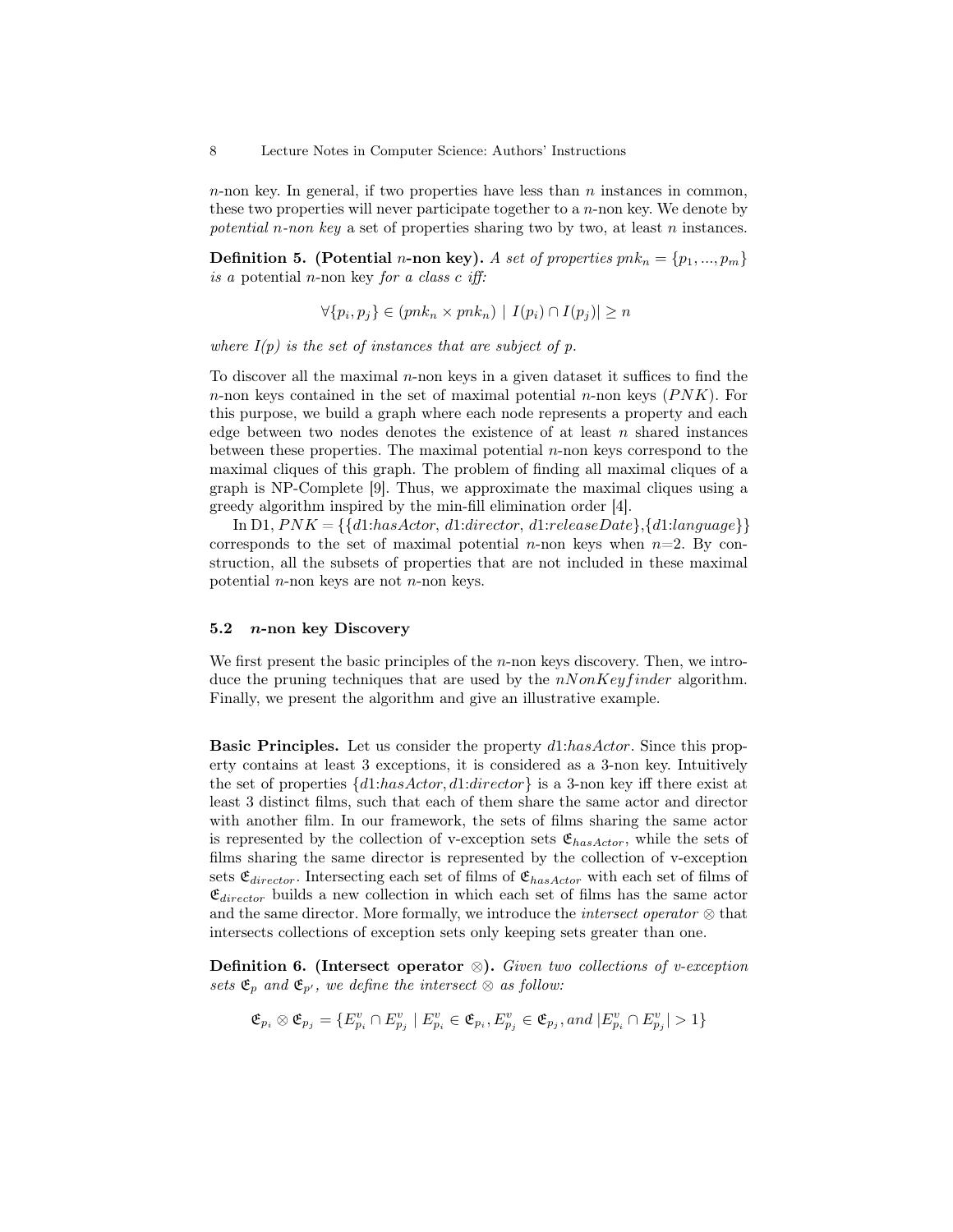$n$-non key. In general, if two properties have less than $n$ instances in common, these two properties will never participate together to a $n$-non key. We denote by *potential $n$-non key* a set of properties sharing two by two, at least $n$ instances.

**Definition 5. (Potential $n$-non key).** *A set of properties $pnk_n = \{p_1, ..., p_m\}$ is a* potential $n$-non key *for a class c iff:*

$$\forall \{p_i, p_j\} \in (pnk_n \times pnk_n) \mid I(p_i) \cap I(p_j)| \geq n$$

*where $I(p)$ is the set of instances that are subject of p.*

To discover all the maximal $n$-non keys in a given dataset it suffices to find the $n$-non keys contained in the set of maximal potential $n$-non keys ($PNK$). For this purpose, we build a graph where each node represents a property and each edge between two nodes denotes the existence of at least $n$ shared instances between these properties. The maximal potential $n$-non keys correspond to the maximal cliques of this graph. The problem of finding all maximal cliques of a graph is NP-Complete [9]. Thus, we approximate the maximal cliques using a greedy algorithm inspired by the min-fill elimination order [4].

In D1, $PNK = \{\{d1{:}hasActor,\ d1{:}director,\ d1{:}releaseDate\}, \{d1{:}language\}\}$ corresponds to the set of maximal potential $n$-non keys when $n$=2. By construction, all the subsets of properties that are not included in these maximal potential $n$-non keys are not $n$-non keys.

### 5.2 $n$-non key Discovery

We first present the basic principles of the $n$-non keys discovery. Then, we introduce the pruning techniques that are used by the *nNonKeyfinder* algorithm. Finally, we present the algorithm and give an illustrative example.

**Basic Principles.** Let us consider the property *d1:hasActor*. Since this property contains at least 3 exceptions, it is considered as a 3-non key. Intuitively the set of properties $\{d1{:}hasActor, d1{:}director\}$ is a 3-non key iff there exist at least 3 distinct films, such that each of them share the same actor and director with another film. In our framework, the sets of films sharing the same actor is represented by the collection of v-exception sets $\mathfrak{E}_{hasActor}$, while the sets of films sharing the same director is represented by the collection of v-exception sets $\mathfrak{E}_{director}$. Intersecting each set of films of $\mathfrak{E}_{hasActor}$ with each set of films of $\mathfrak{E}_{director}$ builds a new collection in which each set of films has the same actor and the same director. More formally, we introduce the *intersect operator* $\otimes$ that intersects collections of exception sets only keeping sets greater than one.

**Definition 6. (Intersect operator $\otimes$).** *Given two collections of v-exception sets $\mathfrak{E}_p$ and $\mathfrak{E}_{p'}$, we define the intersect $\otimes$ as follow:*

$$\mathfrak{E}_{p_i} \otimes \mathfrak{E}_{p_j} = \{E^v_{p_i} \cap E^v_{p_j} \mid E^v_{p_i} \in \mathfrak{E}_{p_i}, E^v_{p_j} \in \mathfrak{E}_{p_j}, and\ |E^v_{p_i} \cap E^v_{p_j}| > 1\}$$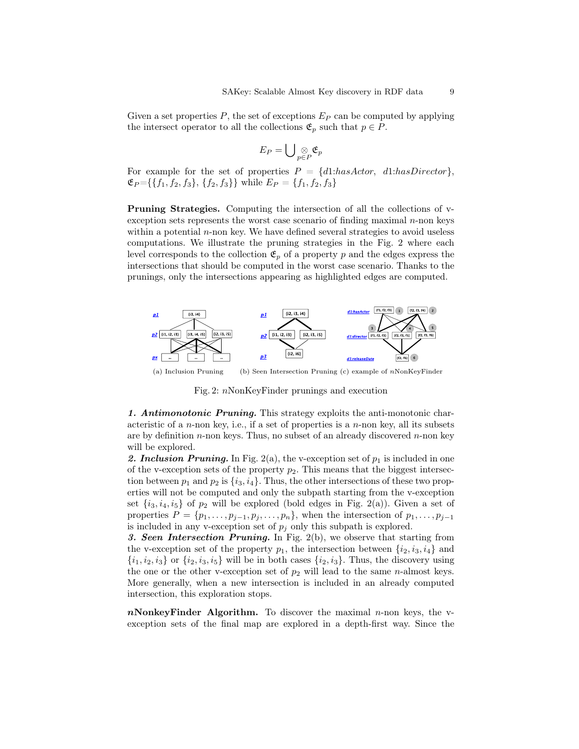Given a set properties $P$, the set of exceptions $E_P$ can be computed by applying the intersect operator to all the collections $\mathfrak{E}_p$ such that $p \in P$.

$$E_P = \bigcup \bigotimes_{p \in P} \mathfrak{E}_p$$

For example for the set of properties $P = \{d1{:}hasActor,\ d1{:}hasDirector\}$, $\mathfrak{E}_P$=$\{\{f_1, f_2, f_3\}, \{f_2, f_3\}\}$ while $E_P = \{f_1, f_2, f_3\}$

**Pruning Strategies.** Computing the intersection of all the collections of v-exception sets represents the worst case scenario of finding maximal $n$-non keys within a potential $n$-non key. We have defined several strategies to avoid useless computations. We illustrate the pruning strategies in the Fig. 2 where each level corresponds to the collection $\mathfrak{E}_p$ of a property $p$ and the edges express the intersections that should be computed in the worst case scenario. Thanks to the prunings, only the intersections appearing as highlighted edges are computed.

p1
{i3, i4}
p2
{i1, i2, i3}
{i3, i4, i5}
{i2, i3, i5}
px
...
...
...

(a) Inclusion Pruning

p1
{i2, i3, i4}
p2
{i1, i2, i3}
{i2, i3, i5}
p3
{i2, i6}

(b) Seen Intersection Pruning

d1:hasActor
{f1, f2, f3}
1
{f2, f3, f4}
2
3
4
5
d1:director
{f1, f2, f3}
{f2, f3, f5}
{f2, f3, f6}
d1:releaseDate
{f2, f6}
6

(c) example of $n$NonKeyFinder

Fig. 2: $n$NonKeyFinder prunings and execution

***1. Antimonotonic Pruning.*** This strategy exploits the anti-monotonic characteristic of a $n$-non key, i.e., if a set of properties is a $n$-non key, all its subsets are by definition $n$-non keys. Thus, no subset of an already discovered $n$-non key will be explored.

***2. Inclusion Pruning.*** In Fig. 2(a), the v-exception set of $p_1$ is included in one of the v-exception sets of the property $p_2$. This means that the biggest intersection between $p_1$ and $p_2$ is $\{i_3, i_4\}$. Thus, the other intersections of these two properties will not be computed and only the subpath starting from the v-exception set $\{i_3, i_4, i_5\}$ of $p_2$ will be explored (bold edges in Fig. 2(a)). Given a set of properties $P = \{p_1, \ldots, p_{j-1}, p_j, \ldots, p_n\}$, when the intersection of $p_1, \ldots, p_{j-1}$ is included in any v-exception set of $p_j$ only this subpath is explored.

***3. Seen Intersection Pruning.*** In Fig. 2(b), we observe that starting from the v-exception set of the property $p_1$, the intersection between $\{i_2, i_3, i_4\}$ and $\{i_1, i_2, i_3\}$ or $\{i_2, i_3, i_5\}$ will be in both cases $\{i_2, i_3\}$. Thus, the discovery using the one or the other v-exception set of $p_2$ will lead to the same $n$-almost keys. More generally, when a new intersection is included in an already computed intersection, this exploration stops.

**$n$NonkeyFinder Algorithm.** To discover the maximal $n$-non keys, the v-exception sets of the final map are explored in a depth-first way. Since the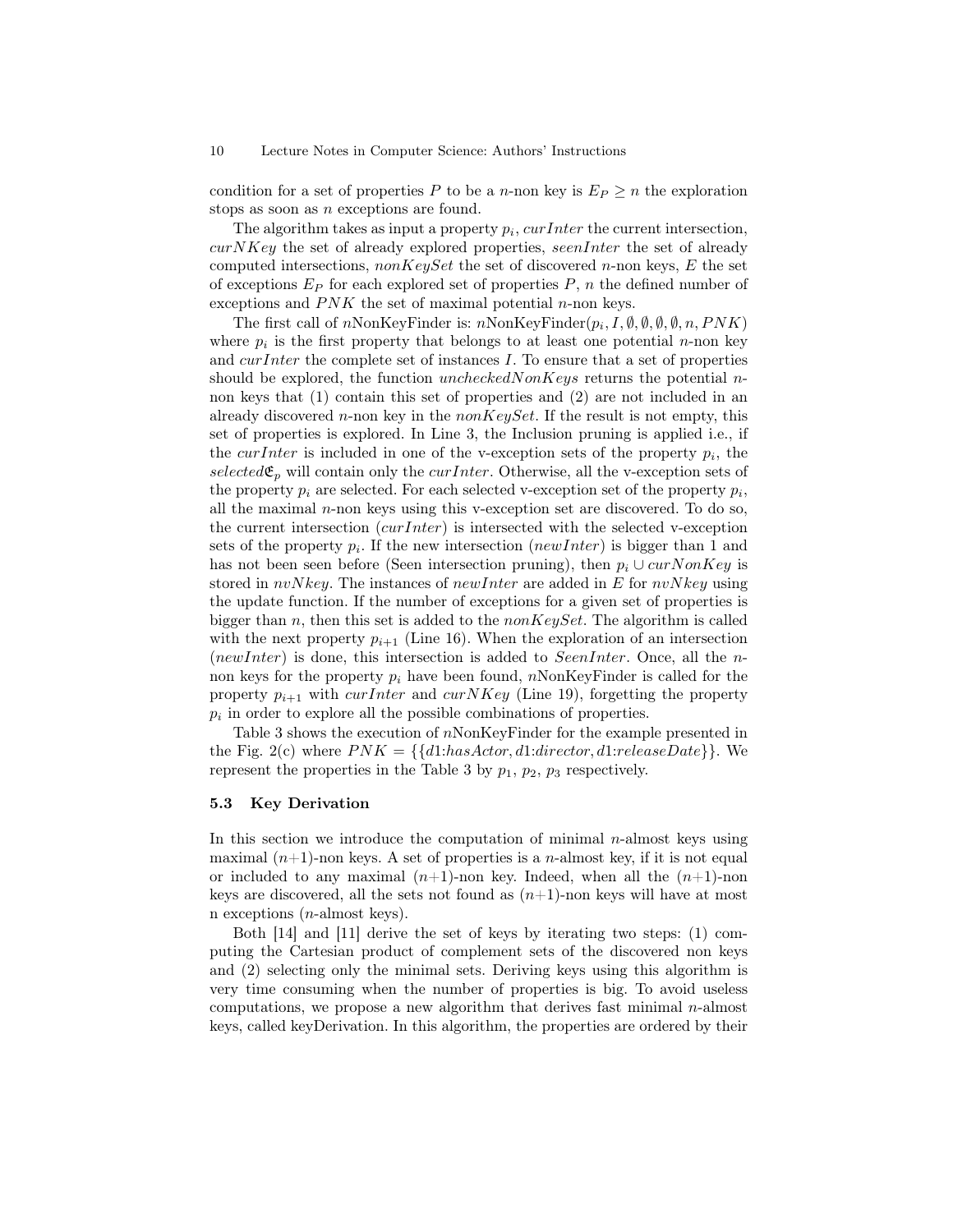condition for a set of properties $P$ to be a $n$-non key is $E_P \geq n$ the exploration stops as soon as $n$ exceptions are found.

The algorithm takes as input a property $p_i$, $curInter$ the current intersection, $curNKey$ the set of already explored properties, $seenInter$ the set of already computed intersections, $nonKeySet$ the set of discovered $n$-non keys, $E$ the set of exceptions $E_P$ for each explored set of properties $P$, $n$ the defined number of exceptions and $PNK$ the set of maximal potential $n$-non keys.

The first call of $n$NonKeyFinder is: $n$NonKeyFinder$(p_i, I, \emptyset, \emptyset, \emptyset, \emptyset, n, PNK)$ where $p_i$ is the first property that belongs to at least one potential $n$-non key and $curInter$ the complete set of instances $I$. To ensure that a set of properties should be explored, the function $uncheckedNonKeys$ returns the potential $n$-non keys that (1) contain this set of properties and (2) are not included in an already discovered $n$-non key in the $nonKeySet$. If the result is not empty, this set of properties is explored. In Line 3, the Inclusion pruning is applied i.e., if the $curInter$ is included in one of the v-exception sets of the property $p_i$, the $selected\mathfrak{E}_p$ will contain only the $curInter$. Otherwise, all the v-exception sets of the property $p_i$ are selected. For each selected v-exception set of the property $p_i$, all the maximal $n$-non keys using this v-exception set are discovered. To do so, the current intersection ($curInter$) is intersected with the selected v-exception sets of the property $p_i$. If the new intersection ($newInter$) is bigger than 1 and has not been seen before (Seen intersection pruning), then $p_i \cup curNonKey$ is stored in $nvNkey$. The instances of $newInter$ are added in $E$ for $nvNkey$ using the update function. If the number of exceptions for a given set of properties is bigger than $n$, then this set is added to the $nonKeySet$. The algorithm is called with the next property $p_{i+1}$ (Line 16). When the exploration of an intersection ($newInter$) is done, this intersection is added to $SeenInter$. Once, all the $n$-non keys for the property $p_i$ have been found, $n$NonKeyFinder is called for the property $p_{i+1}$ with $curInter$ and $curNKey$ (Line 19), forgetting the property $p_i$ in order to explore all the possible combinations of properties.

Table 3 shows the execution of $n$NonKeyFinder for the example presented in the Fig. 2(c) where $PNK = \{\{d1{:}hasActor, d1{:}director, d1{:}releaseDate\}\}$. We represent the properties in the Table 3 by $p_1$, $p_2$, $p_3$ respectively.

### 5.3 Key Derivation

In this section we introduce the computation of minimal $n$-almost keys using maximal ($n$+1)-non keys. A set of properties is a $n$-almost key, if it is not equal or included to any maximal ($n$+1)-non key. Indeed, when all the ($n$+1)-non keys are discovered, all the sets not found as ($n$+1)-non keys will have at most n exceptions ($n$-almost keys).

Both [14] and [11] derive the set of keys by iterating two steps: (1) computing the Cartesian product of complement sets of the discovered non keys and (2) selecting only the minimal sets. Deriving keys using this algorithm is very time consuming when the number of properties is big. To avoid useless computations, we propose a new algorithm that derives fast minimal $n$-almost keys, called keyDerivation. In this algorithm, the properties are ordered by their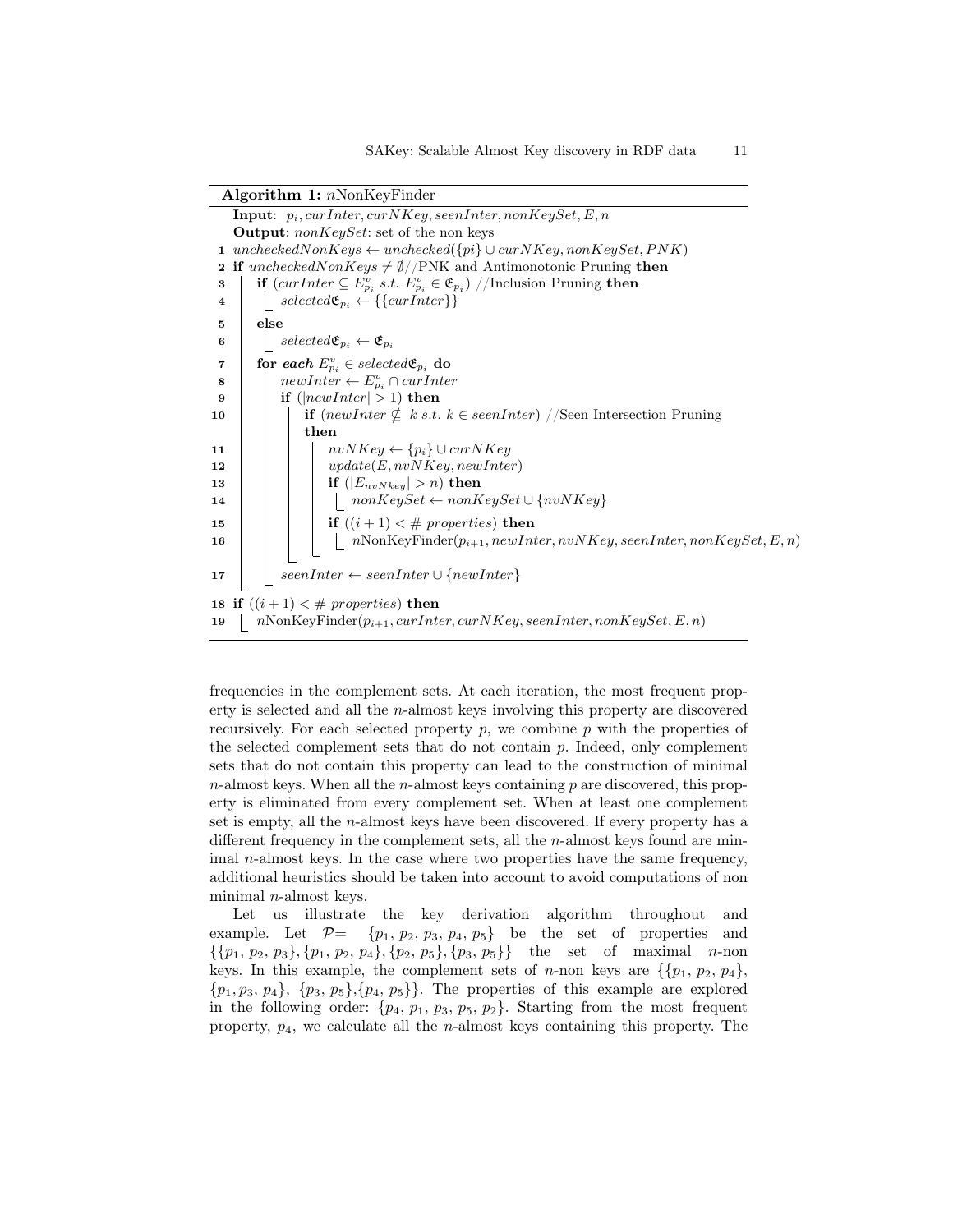**Algorithm 1:** $n$NonKeyFinder

```
Input: p_i, curInter, curNKey, seenInter, nonKeySet, E, n
Output: nonKeySet: set of the non keys
1  uncheckedNonKeys ← unchecked({pi} ∪ curNKey, nonKeySet, PNK)
2  if uncheckedNonKeys ≠ ∅//PNK and Antimonotonic Pruning then
3  |  if (curInter ⊆ E^v_{p_i} s.t. E^v_{p_i} ∈ 𝔈_{p_i}) //Inclusion Pruning then
4  |  |  selected𝔈_{p_i} ← {{curInter}}
5  |  else
6  |  |  selected𝔈_{p_i} ← 𝔈_{p_i}
7  |  for each E^v_{p_i} ∈ selected𝔈_{p_i} do
8  |  |  newInter ← E^v_{p_i} ∩ curInter
9  |  |  if (|newInter| > 1) then
10 |  |  |  if (newInter ⊈ k s.t. k ∈ seenInter) //Seen Intersection Pruning
   |  |  |  then
11 |  |  |  |  nvNKey ← {p_i} ∪ curNKey
12 |  |  |  |  update(E, nvNKey, newInter)
13 |  |  |  |  if (|E_{nvNkey}| > n) then
14 |  |  |  |  |  nonKeySet ← nonKeySet ∪ {nvNKey}
15 |  |  |  |  if ((i+1) < # properties) then
16 |  |  |  |  |  nNonKeyFinder(p_{i+1}, newInter, nvNKey, seenInter, nonKeySet, E, n)
17 |  |  seenInter ← seenInter ∪ {newInter}
18 if ((i+1) < # properties) then
19 |  nNonKeyFinder(p_{i+1}, curInter, curNKey, seenInter, nonKeySet, E, n)
```

frequencies in the complement sets. At each iteration, the most frequent property is selected and all the $n$-almost keys involving this property are discovered recursively. For each selected property $p$, we combine $p$ with the properties of the selected complement sets that do not contain $p$. Indeed, only complement sets that do not contain this property can lead to the construction of minimal $n$-almost keys. When all the $n$-almost keys containing $p$ are discovered, this property is eliminated from every complement set. When at least one complement set is empty, all the $n$-almost keys have been discovered. If every property has a different frequency in the complement sets, all the $n$-almost keys found are minimal $n$-almost keys. In the case where two properties have the same frequency, additional heuristics should be taken into account to avoid computations of non minimal $n$-almost keys.

Let us illustrate the key derivation algorithm throughout and example. Let $\mathcal{P}= \{p_1, p_2, p_3, p_4, p_5\}$ be the set of properties and $\{\{p_1, p_2, p_3\}, \{p_1, p_2, p_4\}, \{p_2, p_5\}, \{p_3, p_5\}\}$ the set of maximal $n$-non keys. In this example, the complement sets of $n$-non keys are $\{\{p_1, p_2, p_4\}, \{p_1, p_3, p_4\}, \{p_3, p_5\}, \{p_4, p_5\}\}$. The properties of this example are explored in the following order: $\{p_4, p_1, p_3, p_5, p_2\}$. Starting from the most frequent property, $p_4$, we calculate all the $n$-almost keys containing this property. The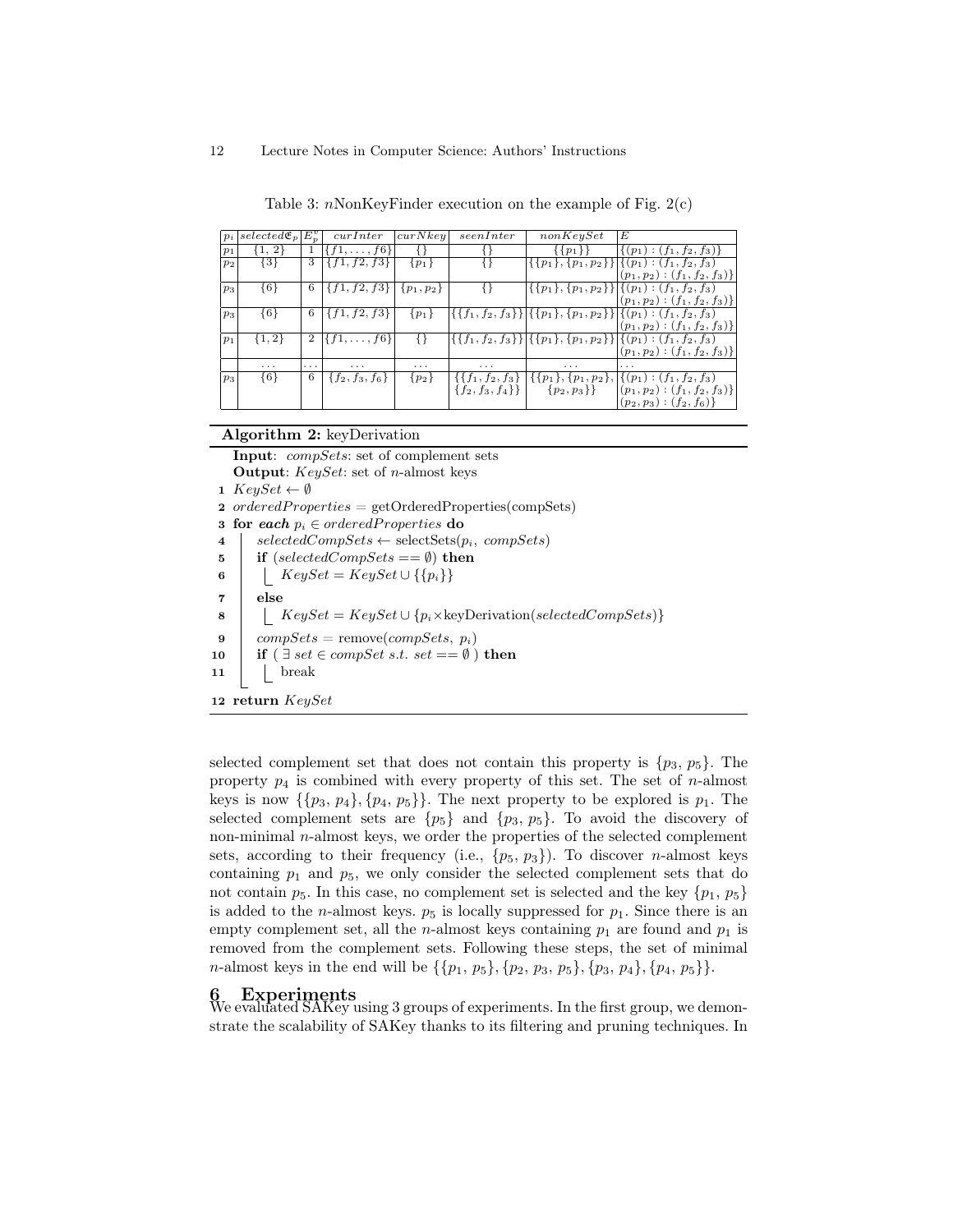Table 3: $n$NonKeyFinder execution on the example of Fig. 2(c)

| $p_i$ | $selected\mathfrak{E}_p$ | $E_p^v$ | $curInter$ | $curNkey$ | $seenInter$ | $nonKeySet$ | $E$ |
|---|---|---|---|---|---|---|---|
| $p_1$ | $\{1, 2\}$ | 1 | $\{f1, \ldots, f6\}$ | $\{\}$ | $\{\}$ | $\{\{p_1\}\}$ | $\{(p_1):(f_1, f_2, f_3)\}$ |
| $p_2$ | $\{3\}$ | 3 | $\{f1, f2, f3\}$ | $\{p_1\}$ | $\{\}$ | $\{\{p_1\}, \{p_1, p_2\}\}$ | $\{(p_1):(f_1, f_2, f_3)$ $(p_1, p_2):(f_1, f_2, f_3)\}$ |
| $p_3$ | $\{6\}$ | 6 | $\{f1, f2, f3\}$ | $\{p_1, p_2\}$ | $\{\}$ | $\{\{p_1\}, \{p_1, p_2\}\}$ | $\{(p_1):(f_1, f_2, f_3)$ $(p_1, p_2):(f_1, f_2, f_3)\}$ |
| $p_3$ | $\{6\}$ | 6 | $\{f1, f2, f3\}$ | $\{p_1\}$ | $\{\{f_1, f_2, f_3\}\}$ | $\{\{p_1\}, \{p_1, p_2\}\}$ | $\{(p_1):(f_1, f_2, f_3)$ $(p_1, p_2):(f_1, f_2, f_3)\}$ |
| $p_1$ | $\{1, 2\}$ | 2 | $\{f1, \ldots, f6\}$ | $\{\}$ | $\{\{f_1, f_2, f_3\}\}$ | $\{\{p_1\}, \{p_1, p_2\}\}$ | $\{(p_1):(f_1, f_2, f_3)$ $(p_1, p_2):(f_1, f_2, f_3)\}$ |
| | ... | ... | ... | ... | ... | ... | ... |
| $p_3$ | $\{6\}$ | 6 | $\{f_2, f_3, f_6\}$ | $\{p_2\}$ | $\{\{f_1, f_2, f_3\}$ $\{f_2, f_3, f_4\}\}$ | $\{\{p_1\}, \{p_1, p_2\},$ $\{p_2, p_3\}\}$ | $\{(p_1):(f_1, f_2, f_3)$ $(p_1, p_2):(f_1, f_2, f_3)\}$ $(p_2, p_3):(f_2, f_6)\}$ |

**Algorithm 2:** keyDerivation

```
Input: compSets: set of complement sets
Output: KeySet: set of n-almost keys
1  KeySet ← ∅
2  orderedProperties = getOrderedProperties(compSets)
3  for each p_i ∈ orderedProperties do
4      selectedCompSets ← selectSets(p_i, compSets)
5      if (selectedCompSets == ∅) then
6          KeySet = KeySet ∪ {{p_i}}
7      else
8          KeySet = KeySet ∪ {p_i × keyDerivation(selectedCompSets)}
9      compSets = remove(compSets, p_i)
10     if ( ∃ set ∈ compSet s.t. set == ∅ ) then
11         break
12 return KeySet
```

selected complement set that does not contain this property is $\{p_3, p_5\}$. The property $p_4$ is combined with every property of this set. The set of $n$-almost keys is now $\{\{p_3, p_4\}, \{p_4, p_5\}\}$. The next property to be explored is $p_1$. The selected complement sets are $\{p_5\}$ and $\{p_3, p_5\}$. To avoid the discovery of non-minimal $n$-almost keys, we order the properties of the selected complement sets, according to their frequency (i.e., $\{p_5, p_3\}$). To discover $n$-almost keys containing $p_1$ and $p_5$, we only consider the selected complement sets that do not contain $p_5$. In this case, no complement set is selected and the key $\{p_1, p_5\}$ is added to the $n$-almost keys. $p_5$ is locally suppressed for $p_1$. Since there is an empty complement set, all the $n$-almost keys containing $p_1$ are found and $p_1$ is removed from the complement sets. Following these steps, the set of minimal $n$-almost keys in the end will be $\{\{p_1, p_5\}, \{p_2, p_3, p_5\}, \{p_3, p_4\}, \{p_4, p_5\}\}$.

# 6 Experiments

We evaluated SAKey using 3 groups of experiments. In the first group, we demonstrate the scalability of SAKey thanks to its filtering and pruning techniques. In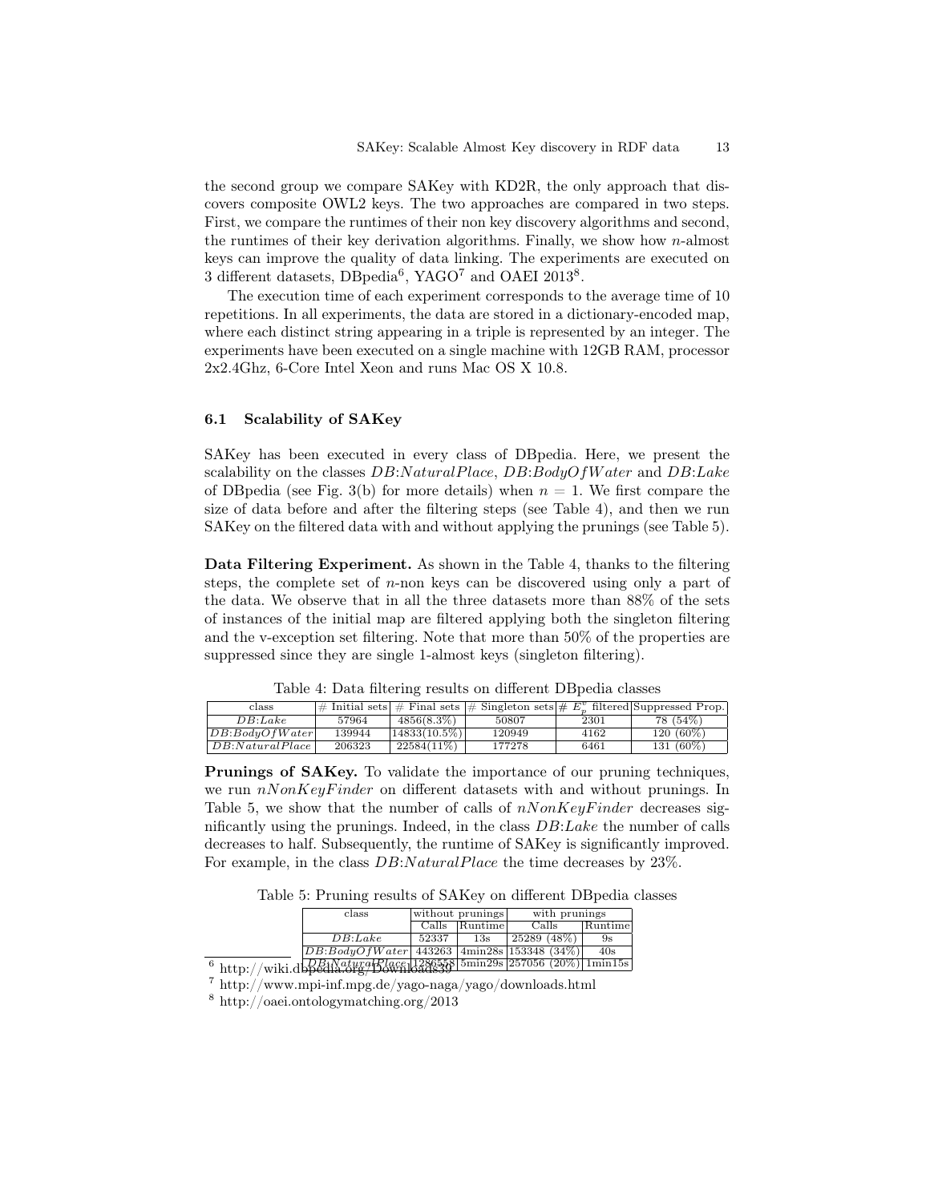the second group we compare SAKey with KD2R, the only approach that discovers composite OWL2 keys. The two approaches are compared in two steps. First, we compare the runtimes of their non key discovery algorithms and second, the runtimes of their key derivation algorithms. Finally, we show how $n$-almost keys can improve the quality of data linking. The experiments are executed on 3 different datasets, DBpedia[6], YAGO[7] and OAEI 2013[8].

The execution time of each experiment corresponds to the average time of 10 repetitions. In all experiments, the data are stored in a dictionary-encoded map, where each distinct string appearing in a triple is represented by an integer. The experiments have been executed on a single machine with 12GB RAM, processor 2x2.4Ghz, 6-Core Intel Xeon and runs Mac OS X 10.8.

### 6.1 Scalability of SAKey

SAKey has been executed in every class of DBpedia. Here, we present the scalability on the classes $DB$:$NaturalPlace$, $DB$:$BodyOfWater$ and $DB$:$Lake$ of DBpedia (see Fig. 3(b) for more details) when $n = 1$. We first compare the size of data before and after the filtering steps (see Table 4), and then we run SAKey on the filtered data with and without applying the prunings (see Table 5).

**Data Filtering Experiment.** As shown in the Table 4, thanks to the filtering steps, the complete set of $n$-non keys can be discovered using only a part of the data. We observe that in all the three datasets more than 88% of the sets of instances of the initial map are filtered applying both the singleton filtering and the v-exception set filtering. Note that more than 50% of the properties are suppressed since they are single 1-almost keys (singleton filtering).

Table 4: Data filtering results on different DBpedia classes

| class | # Initial sets | # Final sets | # Singleton sets | # $E_p^v$ filtered | Suppressed Prop. |
|---|---|---|---|---|---|
| $DB$:$Lake$ | 57964 | 4856(8.3%) | 50807 | 2301 | 78 (54%) |
| $DB$:$BodyOfWater$ | 139944 | 14833(10.5%) | 120949 | 4162 | 120 (60%) |
| $DB$:$NaturalPlace$ | 206323 | 22584(11%) | 177278 | 6461 | 131 (60%) |

**Prunings of SAKey.** To validate the importance of our pruning techniques, we run $nNonKeyFinder$ on different datasets with and without prunings. In Table 5, we show that the number of calls of $nNonKeyFinder$ decreases significantly using the prunings. Indeed, in the class $DB$:$Lake$ the number of calls decreases to half. Subsequently, the runtime of SAKey is significantly improved. For example, in the class $DB$:$NaturalPlace$ the time decreases by 23%.

Table 5: Pruning results of SAKey on different DBpedia classes

| class | without prunings | | with prunings | |
|---|---|---|---|---|
| | Calls | Runtime | Calls | Runtime |
| $DB$:$Lake$ | 52337 | 13s | 25289 (48%) | 9s |
| $DB$:$BodyOfWater$ | 443263 | 4min28s | 153348 (34%) | 40s |
| $DB$:$NaturalPlace$ | 1286558 | 5min29s | 257056 (20%) | 1min15s |

[6] http://wiki.dbpedia.org/Downloads39

[7] http://www.mpi-inf.mpg.de/yago-naga/yago/downloads.html

[8] http://oaei.ontologymatching.org/2013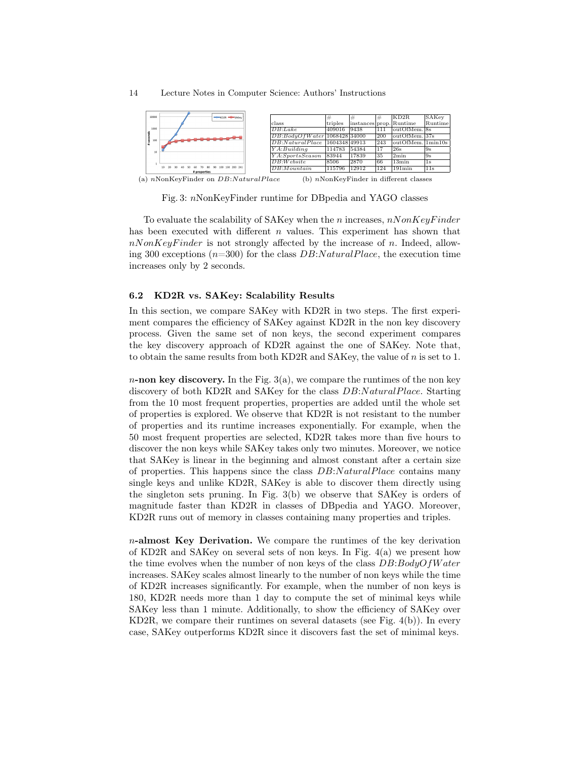10000

1000

100

10

1

\# seconds

KD2R SAKey

10 20 30 40 50 60 70 80 90 100 130 200 241

\# properties

(a) $n$NonKeyFinder on $DB$:$NaturalPlace$

| class | # triples | # instances | # prop. | KD2R Runtime | SAKey Runtime |
|---|---|---|---|---|---|
| $DB$:$Lake$ | 409016 | 9438 | 111 | outOfMem. | 8s |
| $DB$:$BodyOfWater$ | 1068428 | 34000 | 200 | outOfMem. | 37s |
| $DB$:$NaturalPlace$ | 1604348 | 49913 | 243 | outOfMem. | 1min10s |
| $YA$:$Building$ | 114783 | 54384 | 17 | 26s | 9s |
| $YA$:$SportsSeason$ | 83944 | 17839 | 35 | 2min | 9s |
| $DB$:$Website$ | 8506 | 2870 | 66 | 13min | 1s |
| $DB$:$Mountain$ | 115796 | 12912 | 124 | 191min | 11s |

(b) $n$NonKeyFinder in different classes

Fig. 3: $n$NonKeyFinder runtime for DBpedia and YAGO classes

To evaluate the scalability of SAKey when the $n$ increases, $nNonKeyFinder$ has been executed with different $n$ values. This experiment has shown that $nNonKeyFinder$ is not strongly affected by the increase of $n$. Indeed, allowing 300 exceptions ($n$=300) for the class $DB$:$NaturalPlace$, the execution time increases only by 2 seconds.

### 6.2 KD2R vs. SAKey: Scalability Results

In this section, we compare SAKey with KD2R in two steps. The first experiment compares the efficiency of SAKey against KD2R in the non key discovery process. Given the same set of non keys, the second experiment compares the key discovery approach of KD2R against the one of SAKey. Note that, to obtain the same results from both KD2R and SAKey, the value of $n$ is set to 1.

**$n$-non key discovery.** In the Fig. 3(a), we compare the runtimes of the non key discovery of both KD2R and SAKey for the class $DB$:$NaturalPlace$. Starting from the 10 most frequent properties, properties are added until the whole set of properties is explored. We observe that KD2R is not resistant to the number of properties and its runtime increases exponentially. For example, when the 50 most frequent properties are selected, KD2R takes more than five hours to discover the non keys while SAKey takes only two minutes. Moreover, we notice that SAKey is linear in the beginning and almost constant after a certain size of properties. This happens since the class $DB$:$NaturalPlace$ contains many single keys and unlike KD2R, SAKey is able to discover them directly using the singleton sets pruning. In Fig. 3(b) we observe that SAKey is orders of magnitude faster than KD2R in classes of DBpedia and YAGO. Moreover, KD2R runs out of memory in classes containing many properties and triples.

**$n$-almost Key Derivation.** We compare the runtimes of the key derivation of KD2R and SAKey on several sets of non keys. In Fig. 4(a) we present how the time evolves when the number of non keys of the class $DB$:$BodyOfWater$ increases. SAKey scales almost linearly to the number of non keys while the time of KD2R increases significantly. For example, when the number of non keys is 180, KD2R needs more than 1 day to compute the set of minimal keys while SAKey less than 1 minute. Additionally, to show the efficiency of SAKey over KD2R, we compare their runtimes on several datasets (see Fig. 4(b)). In every case, SAKey outperforms KD2R since it discovers fast the set of minimal keys.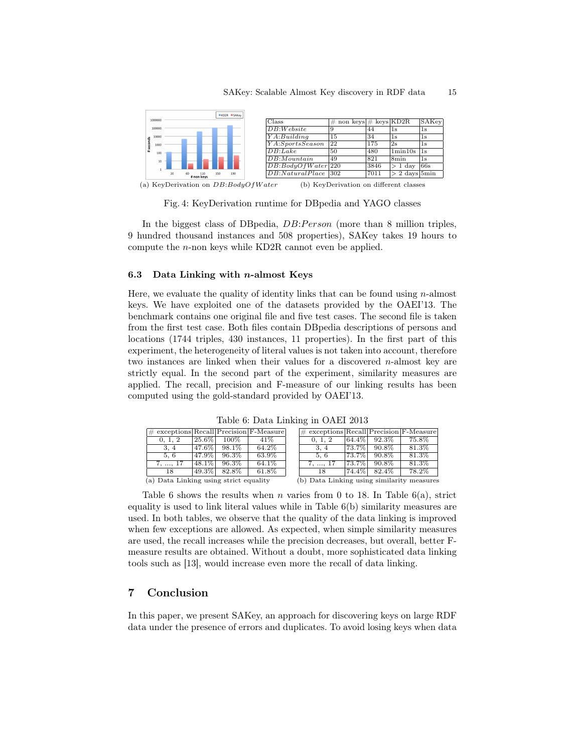KD2R SAKey

1000000

100000

10000

1000

100

10

1

# seconds

20 60 130 150 190

# non keys

(a) KeyDerivation on $DB$:$BodyOfWater$

| Class | # non keys | # keys | KD2R | SAKey |
|---|---|---|---|---|
| $DB$:$Website$ | 9 | 44 | 1s | 1s |
| $YA$:$Building$ | 15 | 34 | 1s | 1s |
| $YA$:$SportsSeason$ | 22 | 175 | 2s | 1s |
| $DB$:$Lake$ | 50 | 480 | 1min10s | 1s |
| $DB$:$Mountain$ | 49 | 821 | 8min | 1s |
| $DB$:$BodyOfWater$ | 220 | 3846 | > 1 day | 66s |
| $DB$:$NaturalPlace$ | 302 | 7011 | > 2 days | 5min |

(b) KeyDerivation on different classes

Fig. 4: KeyDerivation runtime for DBpedia and YAGO classes

In the biggest class of DBpedia, $DB$:$Person$ (more than 8 million triples, 9 hundred thousand instances and 508 properties), SAKey takes 19 hours to compute the $n$-non keys while KD2R cannot even be applied.

### 6.3 Data Linking with $n$-almost Keys

Here, we evaluate the quality of identity links that can be found using $n$-almost keys. We have exploited one of the datasets provided by the OAEI'13. The benchmark contains one original file and five test cases. The second file is taken from the first test case. Both files contain DBpedia descriptions of persons and locations (1744 triples, 430 instances, 11 properties). In the first part of this experiment, the heterogeneity of literal values is not taken into account, therefore two instances are linked when their values for a discovered $n$-almost key are strictly equal. In the second part of the experiment, similarity measures are applied. The recall, precision and F-measure of our linking results has been computed using the gold-standard provided by OAEI'13.

Table 6: Data Linking in OAEI 2013

| # exceptions | Recall | Precision | F-Measure |
|---|---|---|---|
| 0, 1, 2 | 25.6% | 100% | 41% |
| 3, 4 | 47.6% | 98.1% | 64.2% |
| 5, 6 | 47.9% | 96.3% | 63.9% |
| 7, ..., 17 | 48.1% | 96.3% | 64.1% |
| 18 | 49.3% | 82.8% | 61.8% |

(a) Data Linking using strict equality

| # exceptions | Recall | Precision | F-Measure |
|---|---|---|---|
| 0, 1, 2 | 64.4% | 92.3% | 75.8% |
| 3, 4 | 73.7% | 90.8% | 81.3% |
| 5, 6 | 73.7% | 90.8% | 81.3% |
| 7, ..., 17 | 73.7% | 90.8% | 81.3% |
| 18 | 74.4% | 82.4% | 78.2% |

(b) Data Linking using similarity measures

Table 6 shows the results when $n$ varies from 0 to 18. In Table 6(a), strict equality is used to link literal values while in Table 6(b) similarity measures are used. In both tables, we observe that the quality of the data linking is improved when few exceptions are allowed. As expected, when simple similarity measures are used, the recall increases while the precision decreases, but overall, better F-measure results are obtained. Without a doubt, more sophisticated data linking tools such as [13], would increase even more the recall of data linking.

## 7 Conclusion

In this paper, we present SAKey, an approach for discovering keys on large RDF data under the presence of errors and duplicates. To avoid losing keys when data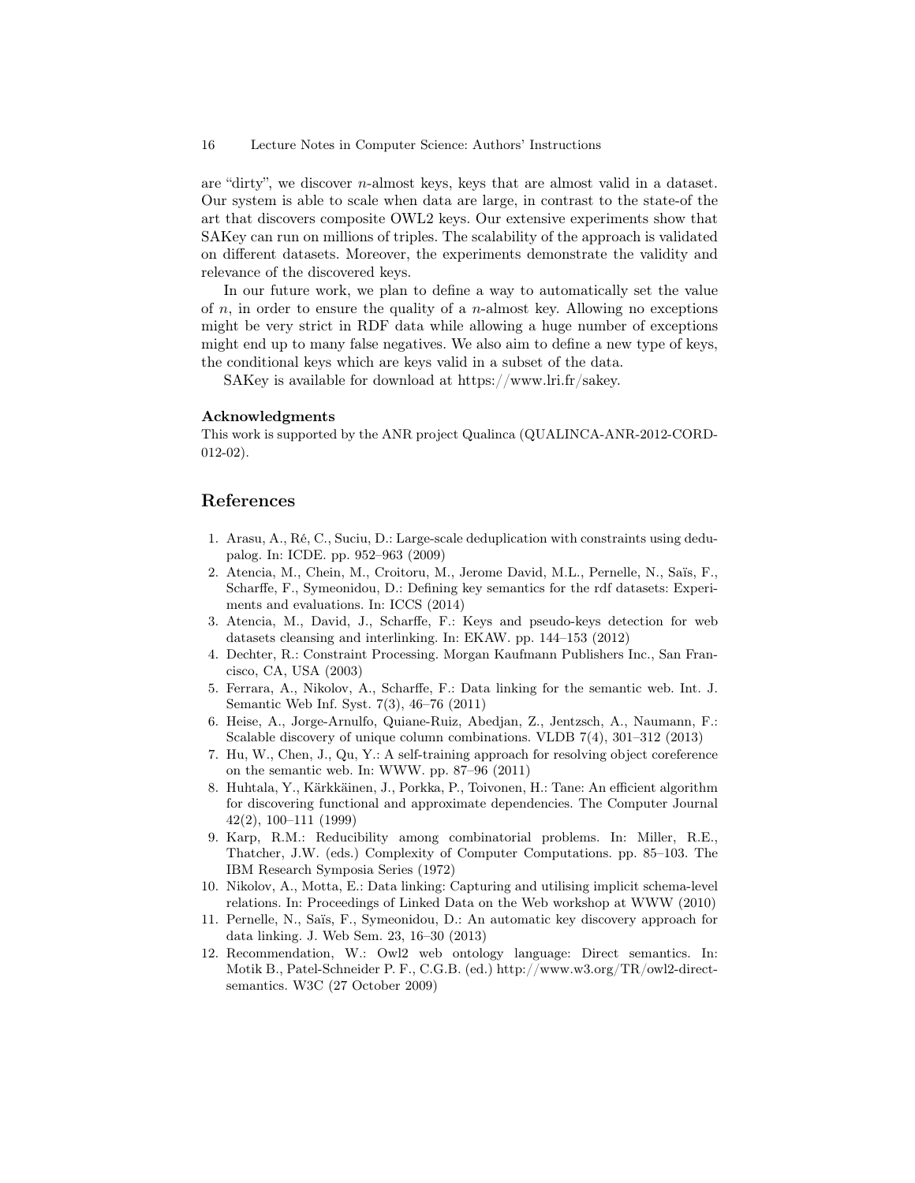are "dirty", we discover $n$-almost keys, keys that are almost valid in a dataset. Our system is able to scale when data are large, in contrast to the state-of the art that discovers composite OWL2 keys. Our extensive experiments show that SAKey can run on millions of triples. The scalability of the approach is validated on different datasets. Moreover, the experiments demonstrate the validity and relevance of the discovered keys.

In our future work, we plan to define a way to automatically set the value of $n$, in order to ensure the quality of a $n$-almost key. Allowing no exceptions might be very strict in RDF data while allowing a huge number of exceptions might end up to many false negatives. We also aim to define a new type of keys, the conditional keys which are keys valid in a subset of the data.

SAKey is available for download at https://www.lri.fr/sakey.

**Acknowledgments**

This work is supported by the ANR project Qualinca (QUALINCA-ANR-2012-CORD-012-02).

## References

1. Arasu, A., Ré, C., Suciu, D.: Large-scale deduplication with constraints using dedupalog. In: ICDE. pp. 952–963 (2009)
2. Atencia, M., Chein, M., Croitoru, M., Jerome David, M.L., Pernelle, N., Saïs, F., Scharffe, F., Symeonidou, D.: Defining key semantics for the rdf datasets: Experiments and evaluations. In: ICCS (2014)
3. Atencia, M., David, J., Scharffe, F.: Keys and pseudo-keys detection for web datasets cleansing and interlinking. In: EKAW. pp. 144–153 (2012)
4. Dechter, R.: Constraint Processing. Morgan Kaufmann Publishers Inc., San Francisco, CA, USA (2003)
5. Ferrara, A., Nikolov, A., Scharffe, F.: Data linking for the semantic web. Int. J. Semantic Web Inf. Syst. 7(3), 46–76 (2011)
6. Heise, A., Jorge-Arnulfo, Quiane-Ruiz, Abedjan, Z., Jentzsch, A., Naumann, F.: Scalable discovery of unique column combinations. VLDB 7(4), 301–312 (2013)
7. Hu, W., Chen, J., Qu, Y.: A self-training approach for resolving object coreference on the semantic web. In: WWW. pp. 87–96 (2011)
8. Huhtala, Y., Kärkkäinen, J., Porkka, P., Toivonen, H.: Tane: An efficient algorithm for discovering functional and approximate dependencies. The Computer Journal 42(2), 100–111 (1999)
9. Karp, R.M.: Reducibility among combinatorial problems. In: Miller, R.E., Thatcher, J.W. (eds.) Complexity of Computer Computations. pp. 85–103. The IBM Research Symposia Series (1972)
10. Nikolov, A., Motta, E.: Data linking: Capturing and utilising implicit schema-level relations. In: Proceedings of Linked Data on the Web workshop at WWW (2010)
11. Pernelle, N., Saïs, F., Symeonidou, D.: An automatic key discovery approach for data linking. J. Web Sem. 23, 16–30 (2013)
12. Recommendation, W.: Owl2 web ontology language: Direct semantics. In: Motik B., Patel-Schneider P. F., C.G.B. (ed.) http://www.w3.org/TR/owl2-direct-semantics. W3C (27 October 2009)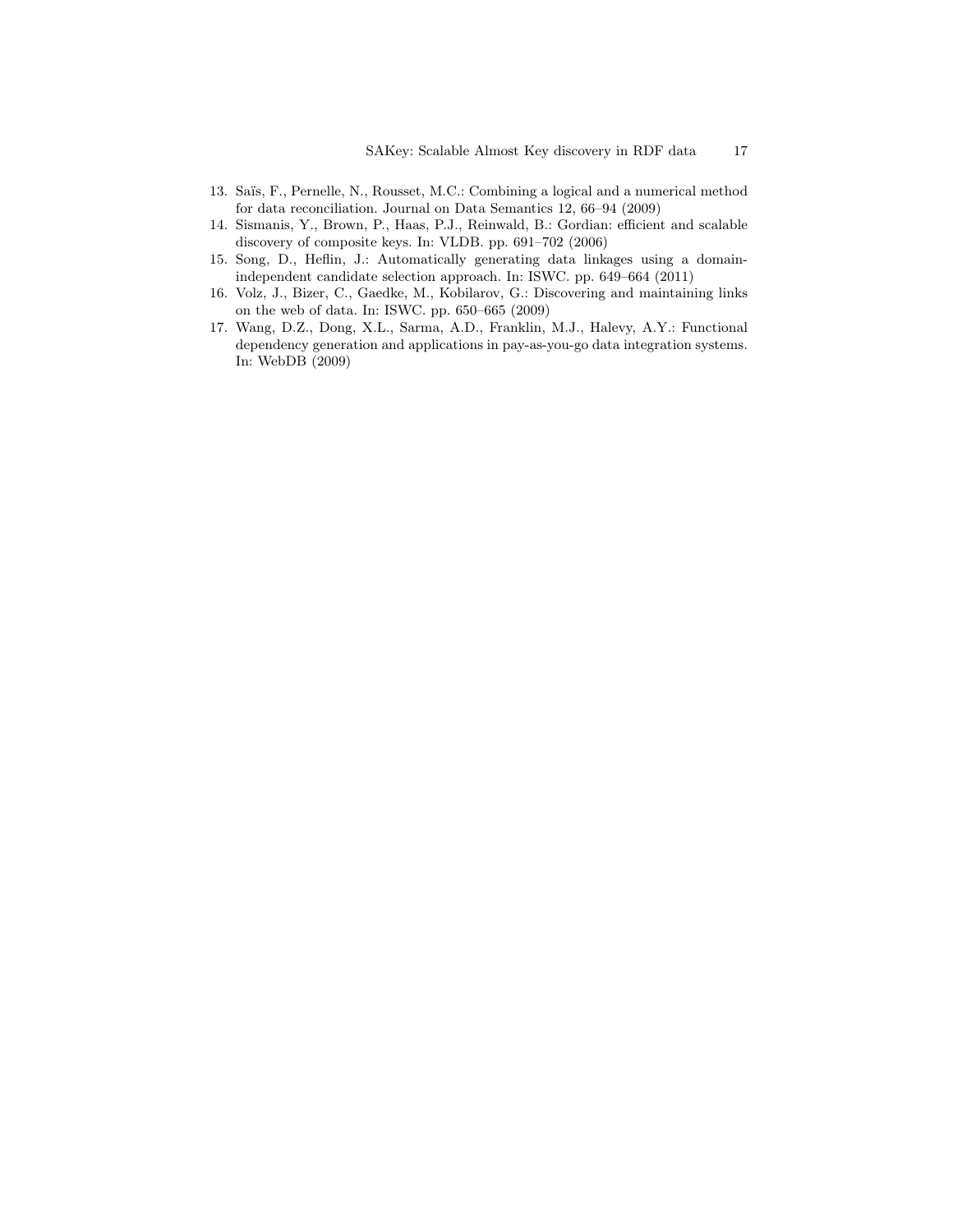13. Saïs, F., Pernelle, N., Rousset, M.C.: Combining a logical and a numerical method for data reconciliation. Journal on Data Semantics 12, 66–94 (2009)
14. Sismanis, Y., Brown, P., Haas, P.J., Reinwald, B.: Gordian: efficient and scalable discovery of composite keys. In: VLDB. pp. 691–702 (2006)
15. Song, D., Heflin, J.: Automatically generating data linkages using a domain-independent candidate selection approach. In: ISWC. pp. 649–664 (2011)
16. Volz, J., Bizer, C., Gaedke, M., Kobilarov, G.: Discovering and maintaining links on the web of data. In: ISWC. pp. 650–665 (2009)
17. Wang, D.Z., Dong, X.L., Sarma, A.D., Franklin, M.J., Halevy, A.Y.: Functional dependency generation and applications in pay-as-you-go data integration systems. In: WebDB (2009)